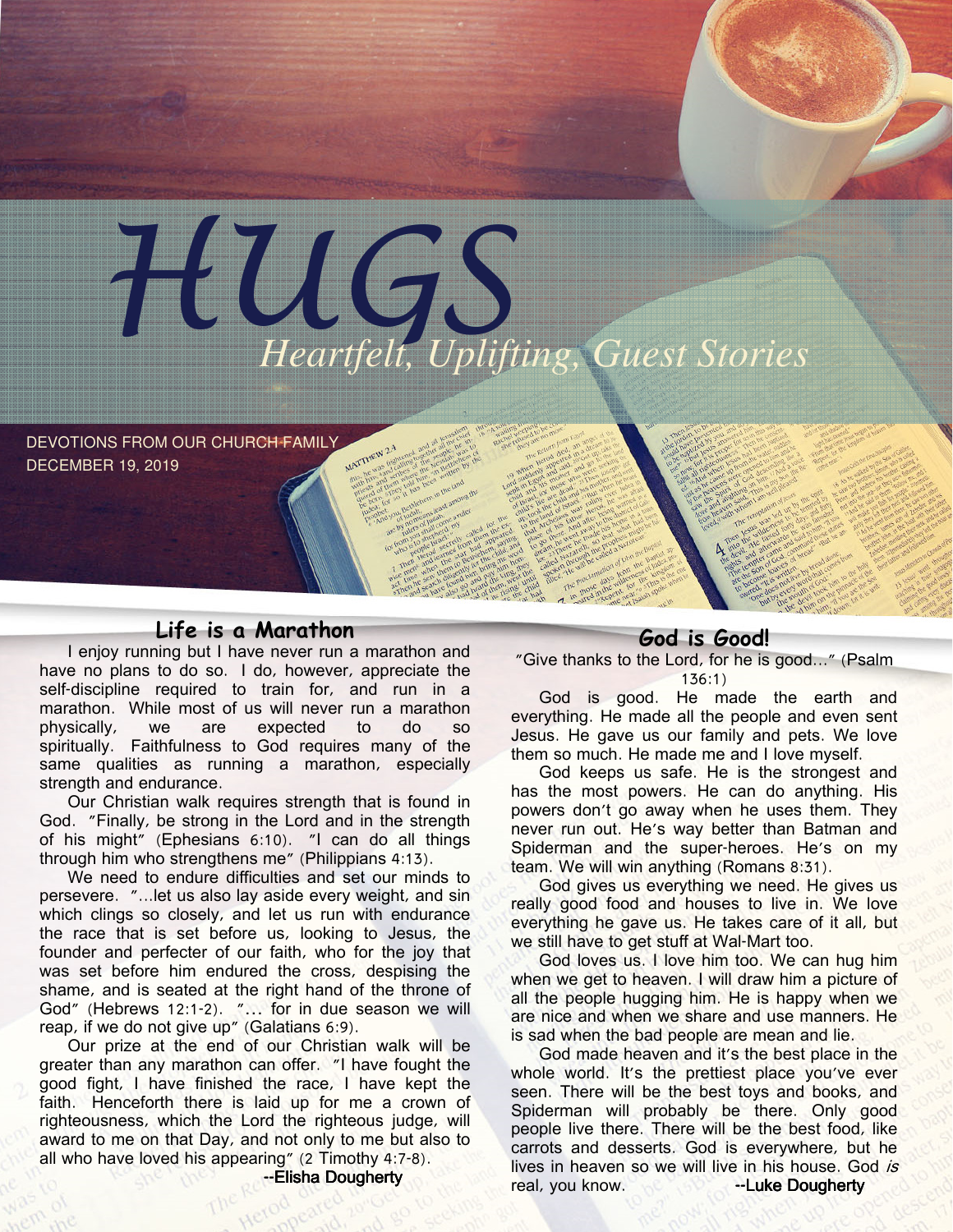# HUGS

*Heartfelt, Uplifting, Guest Stories*

DEVOTIONS FROM OUR CHURCH FAMILY
DECEMBER 19, 2019

## Life is a Marathon

I enjoy running but I have never run a marathon and have no plans to do so. I do, however, appreciate the self-discipline required to train for, and run in a marathon. While most of us will never run a marathon physically, we are expected to do so spiritually. Faithfulness to God requires many of the same qualities as running a marathon, especially strength and endurance.

Our Christian walk requires strength that is found in God. "Finally, be strong in the Lord and in the strength of his might" (Ephesians 6:10). "I can do all things through him who strengthens me" (Philippians 4:13).

We need to endure difficulties and set our minds to persevere. "...let us also lay aside every weight, and sin which clings so closely, and let us run with endurance the race that is set before us, looking to Jesus, the founder and perfecter of our faith, who for the joy that was set before him endured the cross, despising the shame, and is seated at the right hand of the throne of God" (Hebrews 12:1-2). "... for in due season we will reap, if we do not give up" (Galatians 6:9).

Our prize at the end of our Christian walk will be greater than any marathon can offer. "I have fought the good fight, I have finished the race, I have kept the faith. Henceforth there is laid up for me a crown of righteousness, which the Lord the righteous judge, will award to me on that Day, and not only to me but also to all who have loved his appearing" (2 Timothy 4:7-8).

--Elisha Dougherty

## God is Good!

"Give thanks to the Lord, for he is good..." (Psalm 136:1)

God is good. He made the earth and everything. He made all the people and even sent Jesus. He gave us our family and pets. We love them so much. He made me and I love myself.

God keeps us safe. He is the strongest and has the most powers. He can do anything. His powers don't go away when he uses them. They never run out. He's way better than Batman and Spiderman and the super-heroes. He's on my team. We will win anything (Romans 8:31).

God gives us everything we need. He gives us really good food and houses to live in. We love everything he gave us. He takes care of it all, but we still have to get stuff at Wal-Mart too.

God loves us. I love him too. We can hug him when we get to heaven. I will draw him a picture of all the people hugging him. He is happy when we are nice and when we share and use manners. He is sad when the bad people are mean and lie.

God made heaven and it's the best place in the whole world. It's the prettiest place you've ever seen. There will be the best toys and books, and Spiderman will probably be there. Only good people live there. There will be the best food, like carrots and desserts. God is everywhere, but he lives in heaven so we will live in his house. God *is* real, you know.

--Luke Dougherty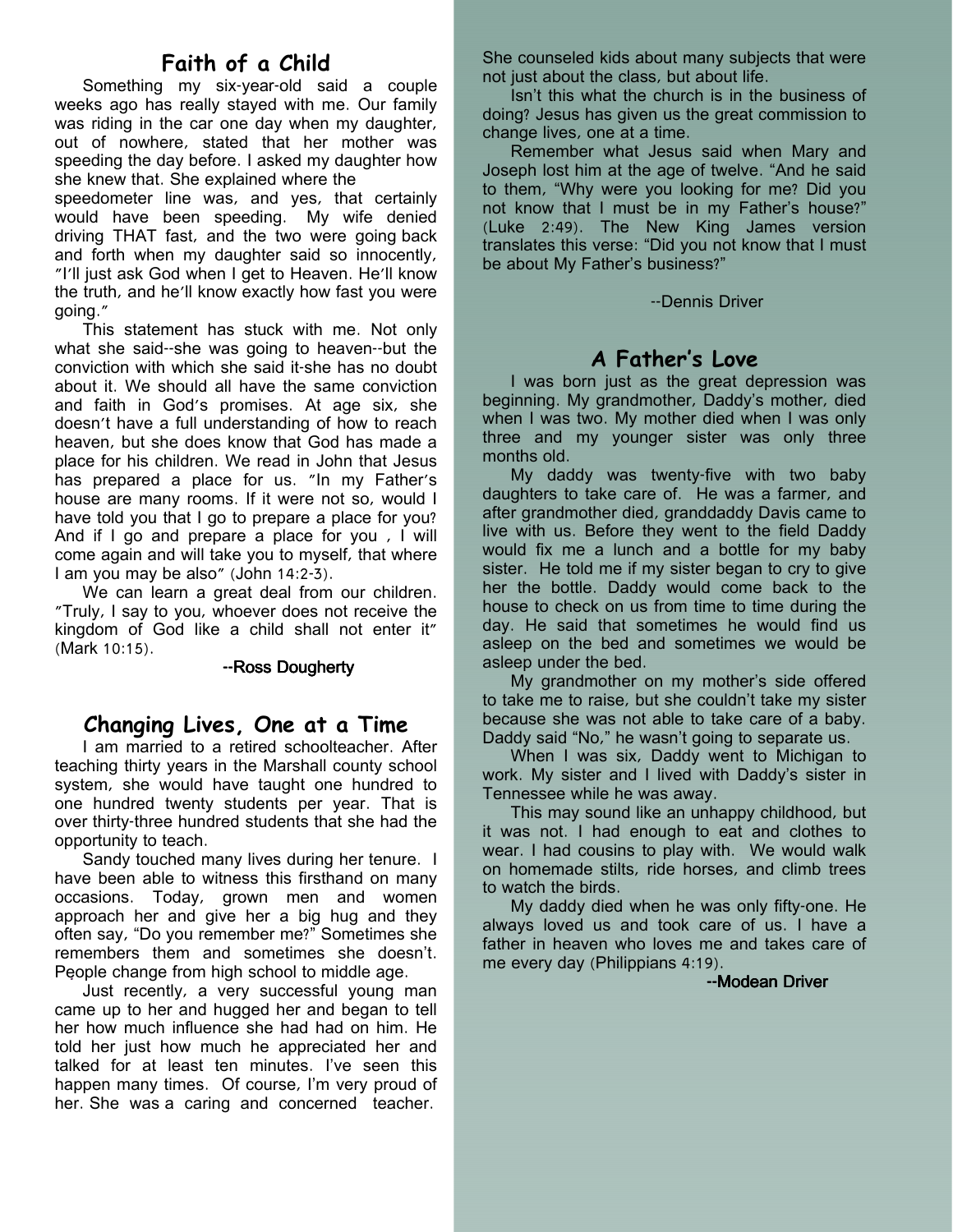## Faith of a Child

Something my six-year-old said a couple weeks ago has really stayed with me. Our family was riding in the car one day when my daughter, out of nowhere, stated that her mother was speeding the day before. I asked my daughter how she knew that. She explained where the speedometer line was, and yes, that certainly would have been speeding. My wife denied driving THAT fast, and the two were going back and forth when my daughter said so innocently, "I'll just ask God when I get to Heaven. He'll know the truth, and he'll know exactly how fast you were going."

This statement has stuck with me. Not only what she said--she was going to heaven--but the conviction with which she said it-she has no doubt about it. We should all have the same conviction and faith in God's promises. At age six, she doesn't have a full understanding of how to reach heaven, but she does know that God has made a place for his children. We read in John that Jesus has prepared a place for us. "In my Father's house are many rooms. If it were not so, would I have told you that I go to prepare a place for you? And if I go and prepare a place for you , I will come again and will take you to myself, that where I am you may be also" (John 14:2-3).

We can learn a great deal from our children. "Truly, I say to you, whoever does not receive the kingdom of God like a child shall not enter it" (Mark 10:15).

--Ross Dougherty

## Changing Lives, One at a Time

I am married to a retired schoolteacher. After teaching thirty years in the Marshall county school system, she would have taught one hundred to one hundred twenty students per year. That is over thirty-three hundred students that she had the opportunity to teach.

Sandy touched many lives during her tenure. I have been able to witness this firsthand on many occasions. Today, grown men and women approach her and give her a big hug and they often say, "Do you remember me?" Sometimes she remembers them and sometimes she doesn't. People change from high school to middle age.

Just recently, a very successful young man came up to her and hugged her and began to tell her how much influence she had had on him. He told her just how much he appreciated her and talked for at least ten minutes. I've seen this happen many times. Of course, I'm very proud of her. She was a caring and concerned teacher. She counseled kids about many subjects that were not just about the class, but about life.

Isn't this what the church is in the business of doing? Jesus has given us the great commission to change lives, one at a time.

Remember what Jesus said when Mary and Joseph lost him at the age of twelve. "And he said to them, "Why were you looking for me? Did you not know that I must be in my Father's house?" (Luke 2:49). The New King James version translates this verse: "Did you not know that I must be about My Father's business?"

--Dennis Driver

## A Father's Love

I was born just as the great depression was beginning. My grandmother, Daddy's mother, died when I was two. My mother died when I was only three and my younger sister was only three months old.

My daddy was twenty-five with two baby daughters to take care of. He was a farmer, and after grandmother died, granddaddy Davis came to live with us. Before they went to the field Daddy would fix me a lunch and a bottle for my baby sister. He told me if my sister began to cry to give her the bottle. Daddy would come back to the house to check on us from time to time during the day. He said that sometimes he would find us asleep on the bed and sometimes we would be asleep under the bed.

My grandmother on my mother's side offered to take me to raise, but she couldn't take my sister because she was not able to take care of a baby. Daddy said "No," he wasn't going to separate us.

When I was six, Daddy went to Michigan to work. My sister and I lived with Daddy's sister in Tennessee while he was away.

This may sound like an unhappy childhood, but it was not. I had enough to eat and clothes to wear. I had cousins to play with. We would walk on homemade stilts, ride horses, and climb trees to watch the birds.

My daddy died when he was only fifty-one. He always loved us and took care of us. I have a father in heaven who loves me and takes care of me every day (Philippians 4:19).

--Modean Driver